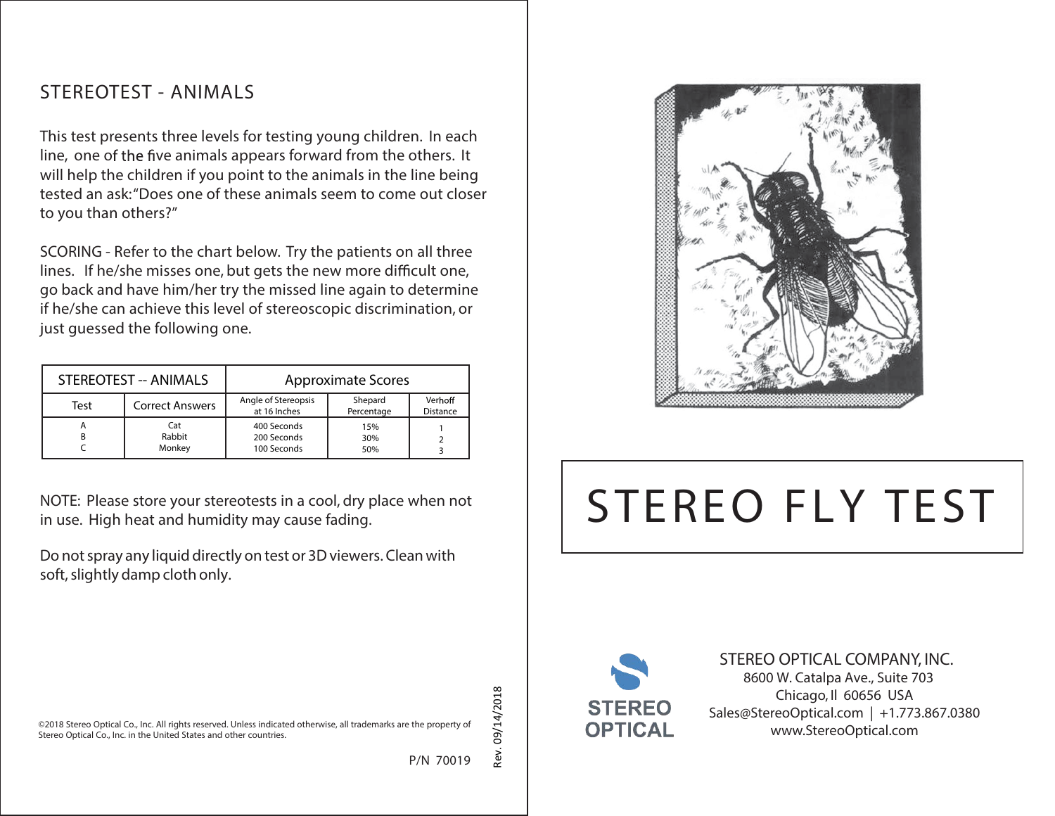## STEREOTEST - ANIMALS

This test presents three levels for testing young children. In each line, one of the five animals appears forward from the others. It will help the children if you point to the animals in the line being tested an ask:"Does one of these animals seem to come out closer to you than others?"

SCORING - Refer to the chart below. Try the patients on all three lines. If he/she misses one, but gets the new more difficult one, go back and have him/her try the missed line again to determine if he/she can achieve this level of stereoscopic discrimination, or just guessed the following one.

| STEREOTEST -- ANIMALS | | Approximate Scores | | |
|---|---|---|---|---|
| Test | Correct Answers | Angle of Stereopsis at 16 Inches | Shepard Percentage | Verhoff Distance |
| A | Cat | 400 Seconds | 15% | 1 |
| B | Rabbit | 200 Seconds | 30% | 2 |
| C | Monkey | 100 Seconds | 50% | 3 |

NOTE: Please store your stereotests in a cool, dry place when not in use. High heat and humidity may cause fading.

Do not spray any liquid directly on test or 3D viewers. Clean with soft, slightly damp cloth only.

©2018 Stereo Optical Co., Inc. All rights reserved. Unless indicated otherwise, all trademarks are the property of Stereo Optical Co., Inc. in the United States and other countries.

P/N 70019

Rev. 09/14/2018

# STEREO FLY TEST

STEREO OPTICAL

STEREO OPTICAL COMPANY, INC.
8600 W. Catalpa Ave., Suite 703
Chicago, Il 60656 USA
Sales@StereoOptical.com | +1.773.867.0380
www.StereoOptical.com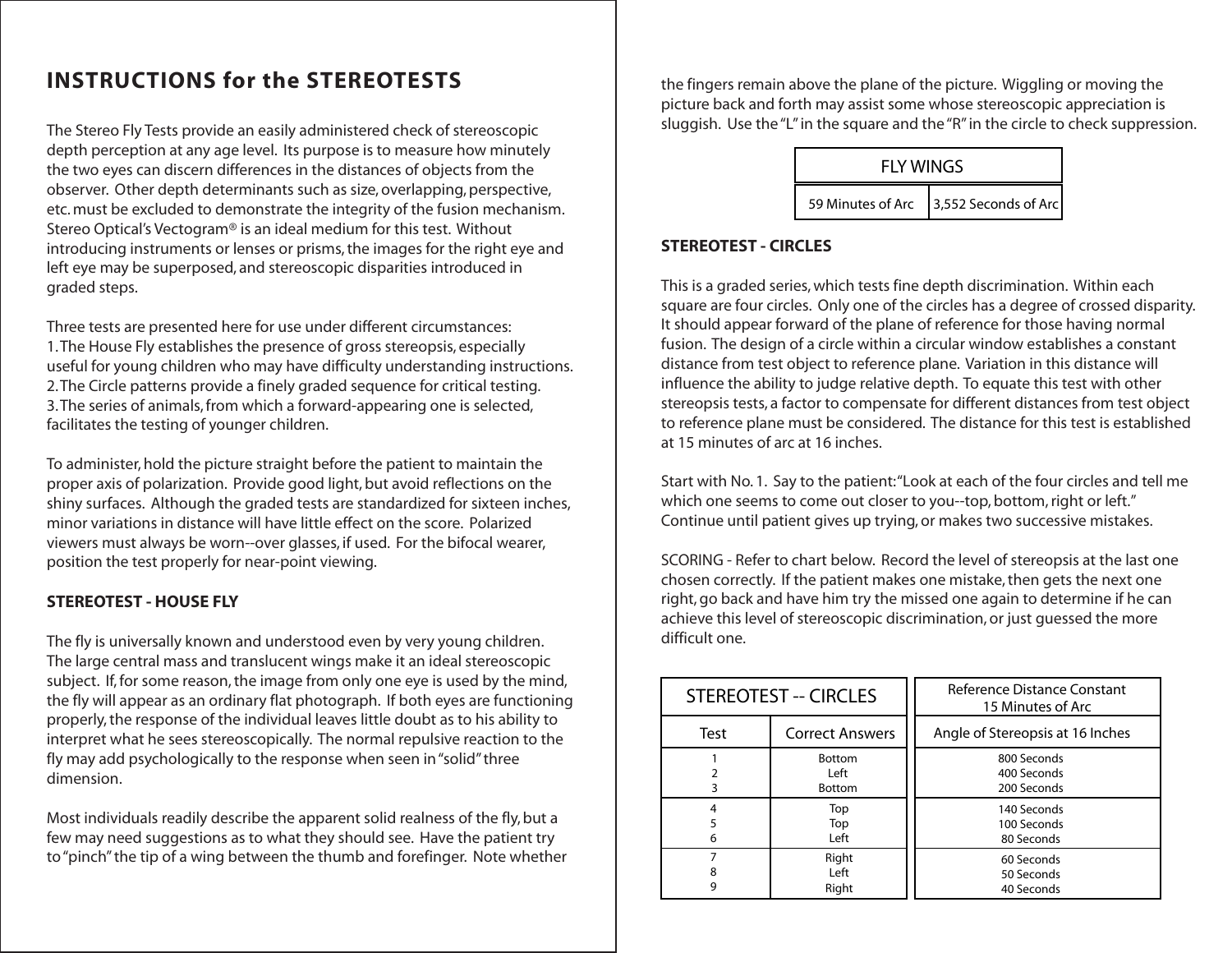## INSTRUCTIONS for the STEREOTESTS

The Stereo Fly Tests provide an easily administered check of stereoscopic depth perception at any age level. Its purpose is to measure how minutely the two eyes can discern differences in the distances of objects from the observer. Other depth determinants such as size, overlapping, perspective, etc. must be excluded to demonstrate the integrity of the fusion mechanism. Stereo Optical's Vectogram® is an ideal medium for this test. Without introducing instruments or lenses or prisms, the images for the right eye and left eye may be superposed, and stereoscopic disparities introduced in graded steps.

Three tests are presented here for use under different circumstances:
1. The House Fly establishes the presence of gross stereopsis, especially useful for young children who may have difficulty understanding instructions.
2. The Circle patterns provide a finely graded sequence for critical testing.
3. The series of animals, from which a forward-appearing one is selected, facilitates the testing of younger children.

To administer, hold the picture straight before the patient to maintain the proper axis of polarization. Provide good light, but avoid reflections on the shiny surfaces. Although the graded tests are standardized for sixteen inches, minor variations in distance will have little effect on the score. Polarized viewers must always be worn--over glasses, if used. For the bifocal wearer, position the test properly for near-point viewing.

**STEREOTEST - HOUSE FLY**

The fly is universally known and understood even by very young children. The large central mass and translucent wings make it an ideal stereoscopic subject. If, for some reason, the image from only one eye is used by the mind, the fly will appear as an ordinary flat photograph. If both eyes are functioning properly, the response of the individual leaves little doubt as to his ability to interpret what he sees stereoscopically. The normal repulsive reaction to the fly may add psychologically to the response when seen in "solid" three dimension.

Most individuals readily describe the apparent solid realness of the fly, but a few may need suggestions as to what they should see. Have the patient try to "pinch" the tip of a wing between the thumb and forefinger. Note whether the fingers remain above the plane of the picture. Wiggling or moving the picture back and forth may assist some whose stereoscopic appreciation is sluggish. Use the "L" in the square and the "R" in the circle to check suppression.

| FLY WINGS | |
|---|---|
| 59 Minutes of Arc | 3,552 Seconds of Arc |

**STEREOTEST - CIRCLES**

This is a graded series, which tests fine depth discrimination. Within each square are four circles. Only one of the circles has a degree of crossed disparity. It should appear forward of the plane of reference for those having normal fusion. The design of a circle within a circular window establishes a constant distance from test object to reference plane. Variation in this distance will influence the ability to judge relative depth. To equate this test with other stereopsis tests, a factor to compensate for different distances from test object to reference plane must be considered. The distance for this test is established at 15 minutes of arc at 16 inches.

Start with No. 1. Say to the patient: "Look at each of the four circles and tell me which one seems to come out closer to you--top, bottom, right or left." Continue until patient gives up trying, or makes two successive mistakes.

SCORING - Refer to chart below. Record the level of stereopsis at the last one chosen correctly. If the patient makes one mistake, then gets the next one right, go back and have him try the missed one again to determine if he can achieve this level of stereoscopic discrimination, or just guessed the more difficult one.

| STEREOTEST -- CIRCLES | | Reference Distance Constant 15 Minutes of Arc |
|---|---|---|
| Test | Correct Answers | Angle of Stereopsis at 16 Inches |
| 1 | Bottom | 800 Seconds |
| 2 | Left | 400 Seconds |
| 3 | Bottom | 200 Seconds |
| 4 | Top | 140 Seconds |
| 5 | Top | 100 Seconds |
| 6 | Left | 80 Seconds |
| 7 | Right | 60 Seconds |
| 8 | Left | 50 Seconds |
| 9 | Right | 40 Seconds |